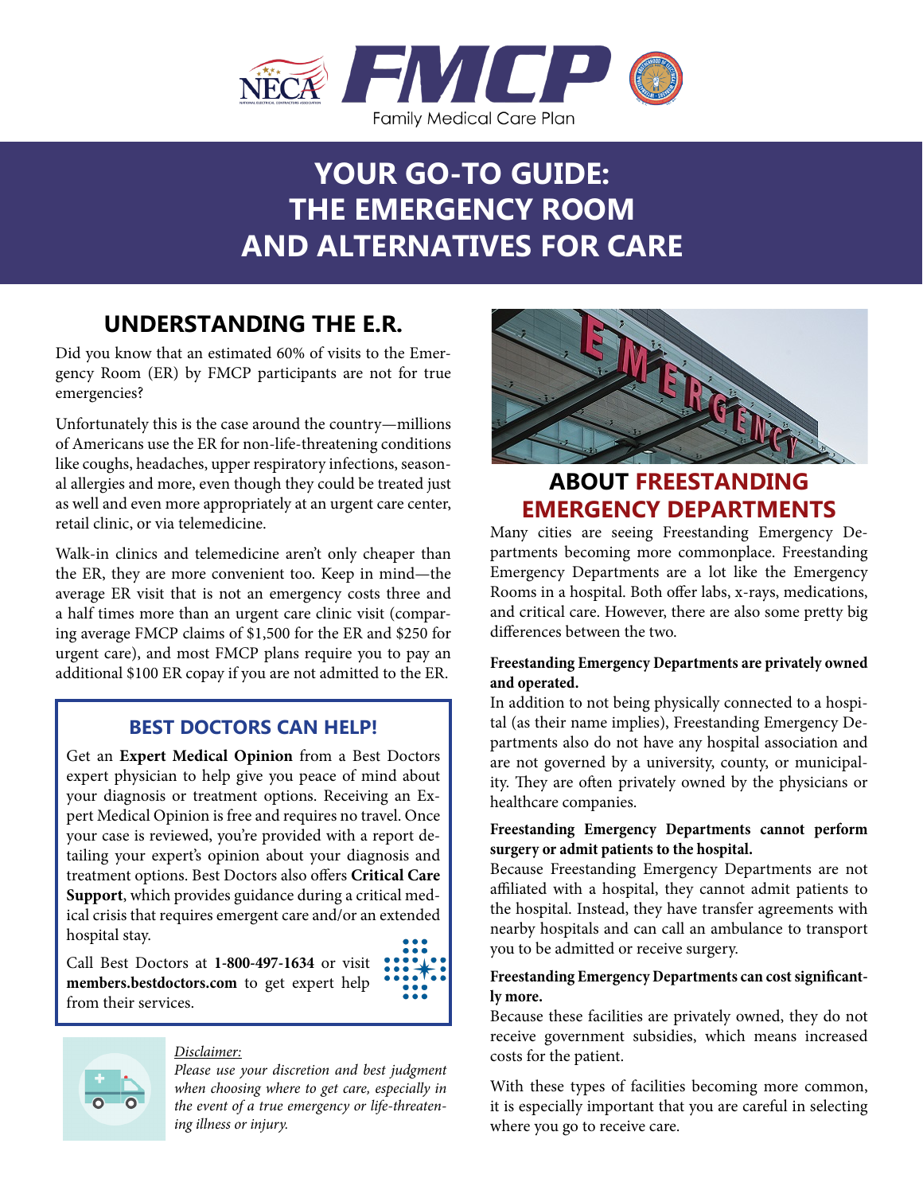FMCP

Family Medical Care Plan

# YOUR GO-TO GUIDE: THE EMERGENCY ROOM AND ALTERNATIVES FOR CARE

## UNDERSTANDING THE E.R.

Did you know that an estimated 60% of visits to the Emergency Room (ER) by FMCP participants are not for true emergencies?

Unfortunately this is the case around the country—millions of Americans use the ER for non-life-threatening conditions like coughs, headaches, upper respiratory infections, seasonal allergies and more, even though they could be treated just as well and even more appropriately at an urgent care center, retail clinic, or via telemedicine.

Walk-in clinics and telemedicine aren't only cheaper than the ER, they are more convenient too. Keep in mind—the average ER visit that is not an emergency costs three and a half times more than an urgent care clinic visit (comparing average FMCP claims of $1,500 for the ER and $250 for urgent care), and most FMCP plans require you to pay an additional $100 ER copay if you are not admitted to the ER.

### BEST DOCTORS CAN HELP!

Get an **Expert Medical Opinion** from a Best Doctors expert physician to help give you peace of mind about your diagnosis or treatment options. Receiving an Expert Medical Opinion is free and requires no travel. Once your case is reviewed, you're provided with a report detailing your expert's opinion about your diagnosis and treatment options. Best Doctors also offers **Critical Care Support**, which provides guidance during a critical medical crisis that requires emergent care and/or an extended hospital stay.

Call Best Doctors at **1-800-497-1634** or visit **members.bestdoctors.com** to get expert help from their services.

*Disclaimer:*

*Please use your discretion and best judgment when choosing where to get care, especially in the event of a true emergency or life-threatening illness or injury.*

## ABOUT FREESTANDING EMERGENCY DEPARTMENTS

Many cities are seeing Freestanding Emergency Departments becoming more commonplace. Freestanding Emergency Departments are a lot like the Emergency Rooms in a hospital. Both offer labs, x-rays, medications, and critical care. However, there are also some pretty big differences between the two.

**Freestanding Emergency Departments are privately owned and operated.**

In addition to not being physically connected to a hospital (as their name implies), Freestanding Emergency Departments also do not have any hospital association and are not governed by a university, county, or municipality. They are often privately owned by the physicians or healthcare companies.

**Freestanding Emergency Departments cannot perform surgery or admit patients to the hospital.**

Because Freestanding Emergency Departments are not affiliated with a hospital, they cannot admit patients to the hospital. Instead, they have transfer agreements with nearby hospitals and can call an ambulance to transport you to be admitted or receive surgery.

**Freestanding Emergency Departments can cost significantly more.**

Because these facilities are privately owned, they do not receive government subsidies, which means increased costs for the patient.

With these types of facilities becoming more common, it is especially important that you are careful in selecting where you go to receive care.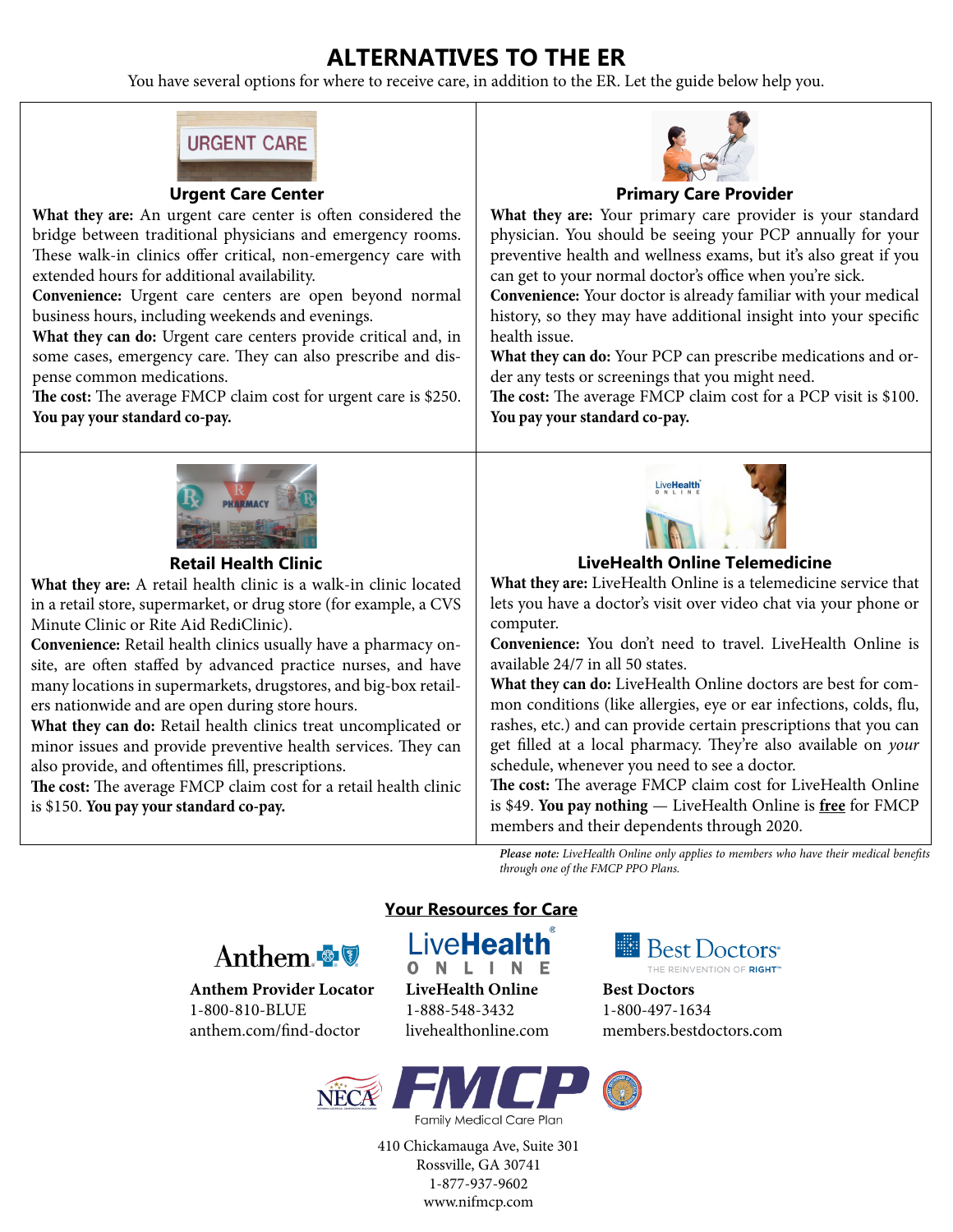# ALTERNATIVES TO THE ER

You have several options for where to receive care, in addition to the ER. Let the guide below help you.

## Urgent Care Center

**What they are:** An urgent care center is often considered the bridge between traditional physicians and emergency rooms. These walk-in clinics offer critical, non-emergency care with extended hours for additional availability.

**Convenience:** Urgent care centers are open beyond normal business hours, including weekends and evenings.

**What they can do:** Urgent care centers provide critical and, in some cases, emergency care. They can also prescribe and dispense common medications.

**The cost:** The average FMCP claim cost for urgent care is $250. **You pay your standard co-pay.**

## Primary Care Provider

**What they are:** Your primary care provider is your standard physician. You should be seeing your PCP annually for your preventive health and wellness exams, but it's also great if you can get to your normal doctor's office when you're sick.

**Convenience:** Your doctor is already familiar with your medical history, so they may have additional insight into your specific health issue.

**What they can do:** Your PCP can prescribe medications and order any tests or screenings that you might need.

**The cost:** The average FMCP claim cost for a PCP visit is $100. **You pay your standard co-pay.**

## Retail Health Clinic

**What they are:** A retail health clinic is a walk-in clinic located in a retail store, supermarket, or drug store (for example, a CVS Minute Clinic or Rite Aid RediClinic).

**Convenience:** Retail health clinics usually have a pharmacy on-site, are often staffed by advanced practice nurses, and have many locations in supermarkets, drugstores, and big-box retailers nationwide and are open during store hours.

**What they can do:** Retail health clinics treat uncomplicated or minor issues and provide preventive health services. They can also provide, and oftentimes fill, prescriptions.

**The cost:** The average FMCP claim cost for a retail health clinic is $150. **You pay your standard co-pay.**

## LiveHealth Online Telemedicine

**What they are:** LiveHealth Online is a telemedicine service that lets you have a doctor's visit over video chat via your phone or computer.

**Convenience:** You don't need to travel. LiveHealth Online is available 24/7 in all 50 states.

**What they can do:** LiveHealth Online doctors are best for common conditions (like allergies, eye or ear infections, colds, flu, rashes, etc.) and can provide certain prescriptions that you can get filled at a local pharmacy. They're also available on *your* schedule, whenever you need to see a doctor.

**The cost:** The average FMCP claim cost for LiveHealth Online is $49. **You pay nothing** — LiveHealth Online is **free** for FMCP members and their dependents through 2020.

***Please note:*** *LiveHealth Online only applies to members who have their medical benefits through one of the FMCP PPO Plans.*

## Your Resources for Care

**Anthem Provider Locator**
1-800-810-BLUE
anthem.com/find-doctor

**LiveHealth Online**
1-888-548-3432
livehealthonline.com

**Best Doctors**
1-800-497-1634
members.bestdoctors.com

FMCP
Family Medical Care Plan

410 Chickamauga Ave, Suite 301
Rossville, GA 30741
1-877-937-9602
www.nifmcp.com